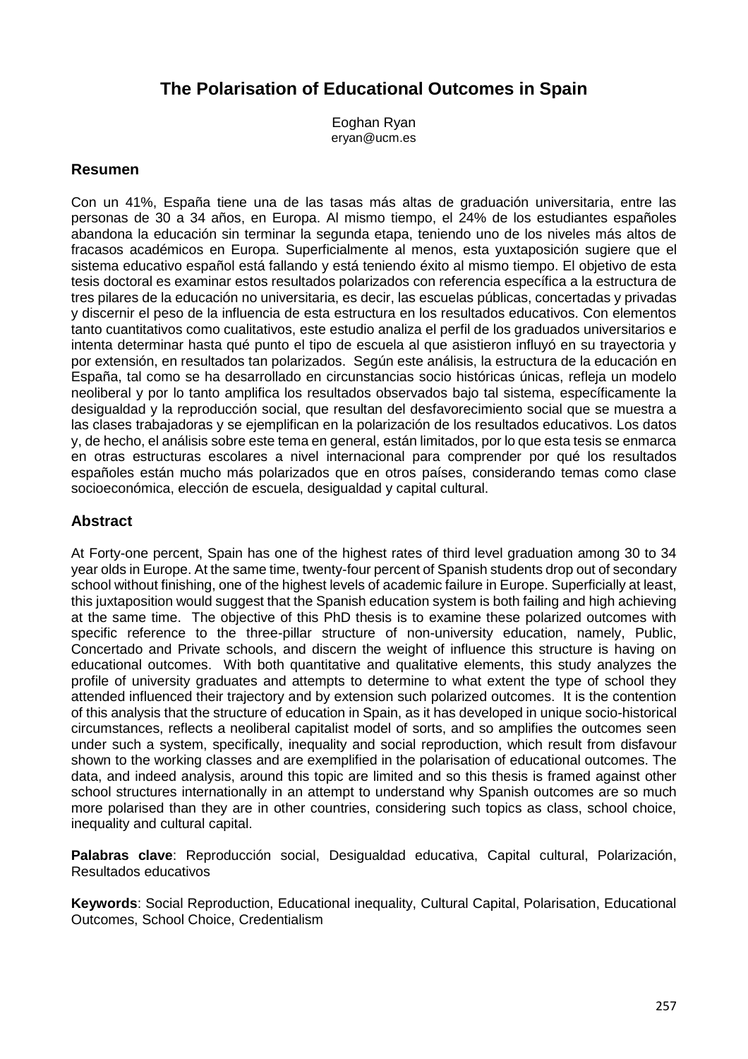# The Polarisation of Educational Outcomes in Spain

Eoghan Ryan
eryan@ucm.es

## Resumen

Con un 41%, España tiene una de las tasas más altas de graduación universitaria, entre las personas de 30 a 34 años, en Europa. Al mismo tiempo, el 24% de los estudiantes españoles abandona la educación sin terminar la segunda etapa, teniendo uno de los niveles más altos de fracasos académicos en Europa. Superficialmente al menos, esta yuxtaposición sugiere que el sistema educativo español está fallando y está teniendo éxito al mismo tiempo. El objetivo de esta tesis doctoral es examinar estos resultados polarizados con referencia específica a la estructura de tres pilares de la educación no universitaria, es decir, las escuelas públicas, concertadas y privadas y discernir el peso de la influencia de esta estructura en los resultados educativos. Con elementos tanto cuantitativos como cualitativos, este estudio analiza el perfil de los graduados universitarios e intenta determinar hasta qué punto el tipo de escuela al que asistieron influyó en su trayectoria y por extensión, en resultados tan polarizados. Según este análisis, la estructura de la educación en España, tal como se ha desarrollado en circunstancias socio históricas únicas, refleja un modelo neoliberal y por lo tanto amplifica los resultados observados bajo tal sistema, específicamente la desigualdad y la reproducción social, que resultan del desfavorecimiento social que se muestra a las clases trabajadoras y se ejemplifican en la polarización de los resultados educativos. Los datos y, de hecho, el análisis sobre este tema en general, están limitados, por lo que esta tesis se enmarca en otras estructuras escolares a nivel internacional para comprender por qué los resultados españoles están mucho más polarizados que en otros países, considerando temas como clase socioeconómica, elección de escuela, desigualdad y capital cultural.

## Abstract

At Forty-one percent, Spain has one of the highest rates of third level graduation among 30 to 34 year olds in Europe. At the same time, twenty-four percent of Spanish students drop out of secondary school without finishing, one of the highest levels of academic failure in Europe. Superficially at least, this juxtaposition would suggest that the Spanish education system is both failing and high achieving at the same time. The objective of this PhD thesis is to examine these polarized outcomes with specific reference to the three-pillar structure of non-university education, namely, Public, Concertado and Private schools, and discern the weight of influence this structure is having on educational outcomes. With both quantitative and qualitative elements, this study analyzes the profile of university graduates and attempts to determine to what extent the type of school they attended influenced their trajectory and by extension such polarized outcomes. It is the contention of this analysis that the structure of education in Spain, as it has developed in unique socio-historical circumstances, reflects a neoliberal capitalist model of sorts, and so amplifies the outcomes seen under such a system, specifically, inequality and social reproduction, which result from disfavour shown to the working classes and are exemplified in the polarisation of educational outcomes. The data, and indeed analysis, around this topic are limited and so this thesis is framed against other school structures internationally in an attempt to understand why Spanish outcomes are so much more polarised than they are in other countries, considering such topics as class, school choice, inequality and cultural capital.

**Palabras clave**: Reproducción social, Desigualdad educativa, Capital cultural, Polarización, Resultados educativos

**Keywords**: Social Reproduction, Educational inequality, Cultural Capital, Polarisation, Educational Outcomes, School Choice, Credentialism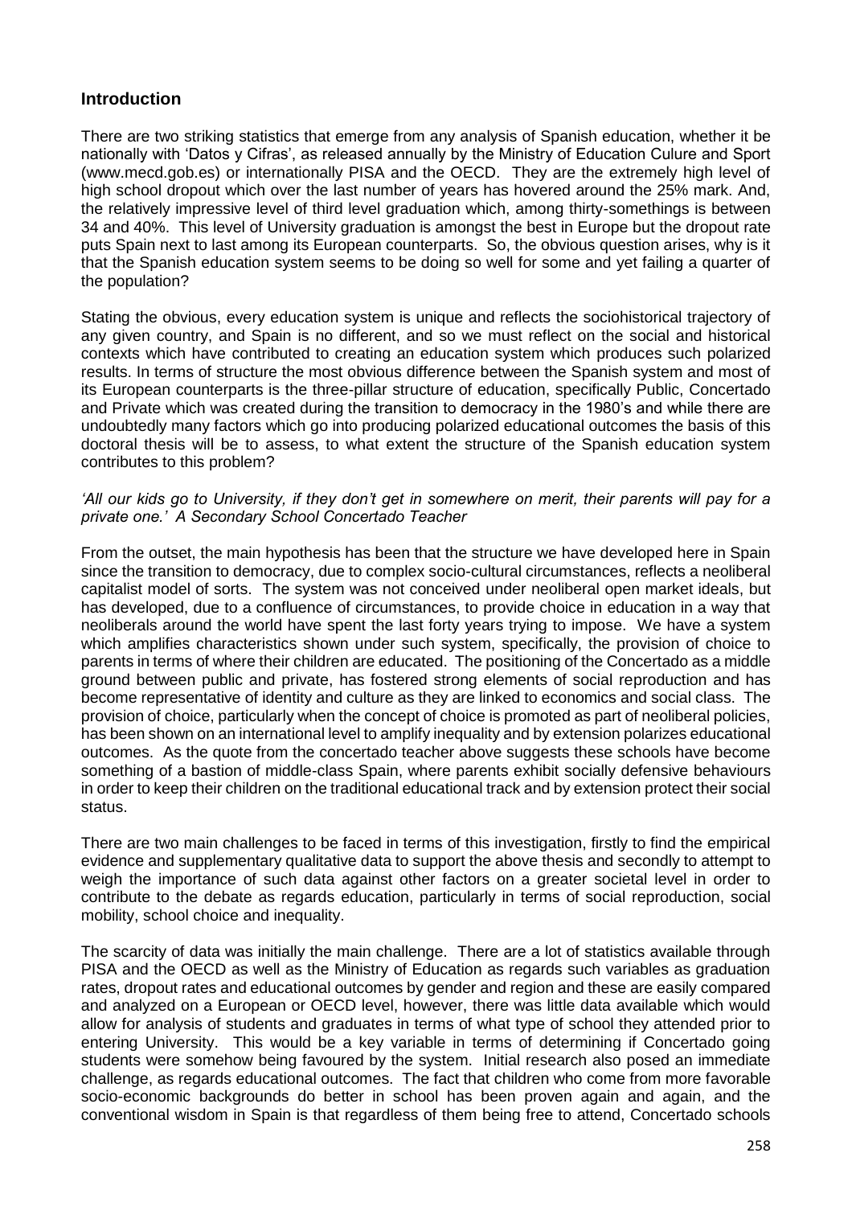## Introduction

There are two striking statistics that emerge from any analysis of Spanish education, whether it be nationally with 'Datos y Cifras', as released annually by the Ministry of Education Culure and Sport (www.mecd.gob.es) or internationally PISA and the OECD. They are the extremely high level of high school dropout which over the last number of years has hovered around the 25% mark. And, the relatively impressive level of third level graduation which, among thirty-somethings is between 34 and 40%. This level of University graduation is amongst the best in Europe but the dropout rate puts Spain next to last among its European counterparts. So, the obvious question arises, why is it that the Spanish education system seems to be doing so well for some and yet failing a quarter of the population?

Stating the obvious, every education system is unique and reflects the sociohistorical trajectory of any given country, and Spain is no different, and so we must reflect on the social and historical contexts which have contributed to creating an education system which produces such polarized results. In terms of structure the most obvious difference between the Spanish system and most of its European counterparts is the three-pillar structure of education, specifically Public, Concertado and Private which was created during the transition to democracy in the 1980's and while there are undoubtedly many factors which go into producing polarized educational outcomes the basis of this doctoral thesis will be to assess, to what extent the structure of the Spanish education system contributes to this problem?

*'All our kids go to University, if they don't get in somewhere on merit, their parents will pay for a private one.' A Secondary School Concertado Teacher*

From the outset, the main hypothesis has been that the structure we have developed here in Spain since the transition to democracy, due to complex socio-cultural circumstances, reflects a neoliberal capitalist model of sorts. The system was not conceived under neoliberal open market ideals, but has developed, due to a confluence of circumstances, to provide choice in education in a way that neoliberals around the world have spent the last forty years trying to impose. We have a system which amplifies characteristics shown under such system, specifically, the provision of choice to parents in terms of where their children are educated. The positioning of the Concertado as a middle ground between public and private, has fostered strong elements of social reproduction and has become representative of identity and culture as they are linked to economics and social class. The provision of choice, particularly when the concept of choice is promoted as part of neoliberal policies, has been shown on an international level to amplify inequality and by extension polarizes educational outcomes. As the quote from the concertado teacher above suggests these schools have become something of a bastion of middle-class Spain, where parents exhibit socially defensive behaviours in order to keep their children on the traditional educational track and by extension protect their social status.

There are two main challenges to be faced in terms of this investigation, firstly to find the empirical evidence and supplementary qualitative data to support the above thesis and secondly to attempt to weigh the importance of such data against other factors on a greater societal level in order to contribute to the debate as regards education, particularly in terms of social reproduction, social mobility, school choice and inequality.

The scarcity of data was initially the main challenge. There are a lot of statistics available through PISA and the OECD as well as the Ministry of Education as regards such variables as graduation rates, dropout rates and educational outcomes by gender and region and these are easily compared and analyzed on a European or OECD level, however, there was little data available which would allow for analysis of students and graduates in terms of what type of school they attended prior to entering University. This would be a key variable in terms of determining if Concertado going students were somehow being favoured by the system. Initial research also posed an immediate challenge, as regards educational outcomes. The fact that children who come from more favorable socio-economic backgrounds do better in school has been proven again and again, and the conventional wisdom in Spain is that regardless of them being free to attend, Concertado schools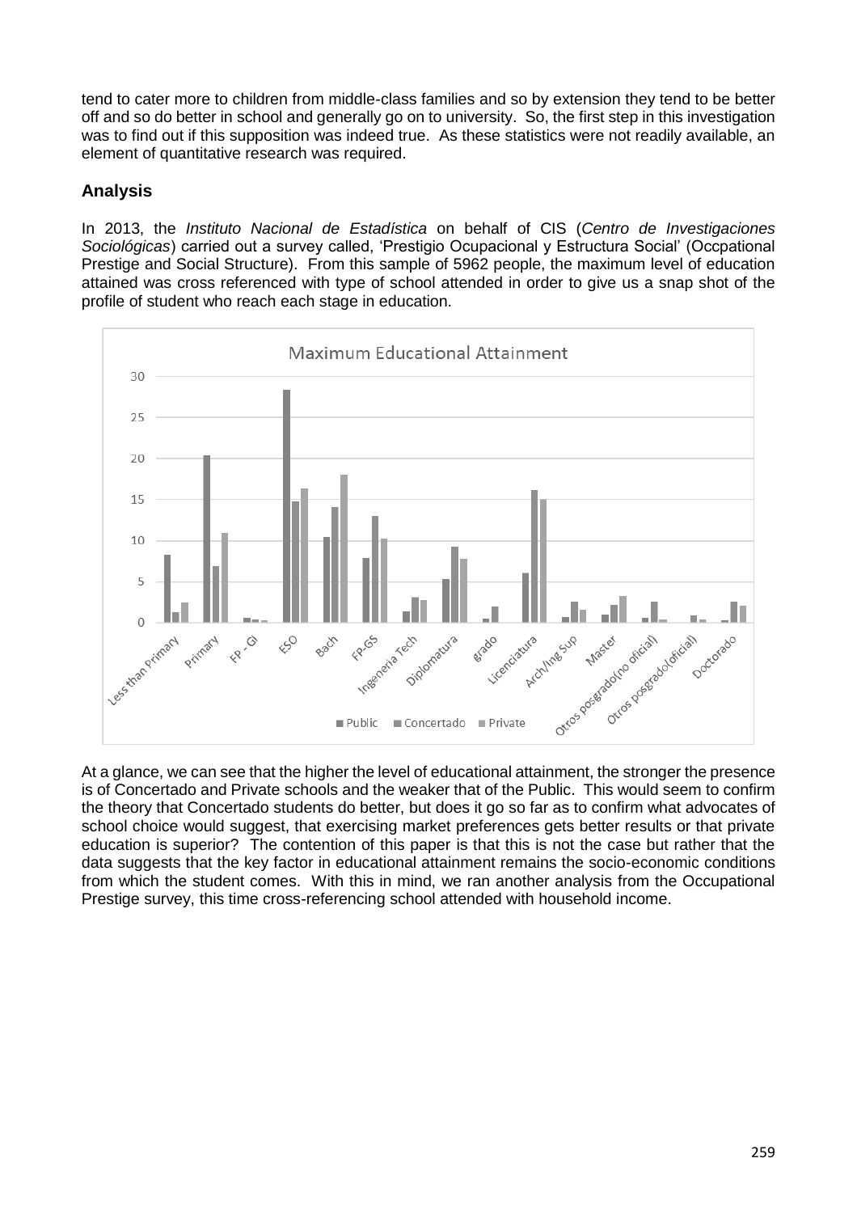tend to cater more to children from middle-class families and so by extension they tend to be better off and so do better in school and generally go on to university. So, the first step in this investigation was to find out if this supposition was indeed true. As these statistics were not readily available, an element of quantitative research was required.

## Analysis

In 2013, the *Instituto Nacional de Estadística* on behalf of CIS (*Centro de Investigaciones Sociológicas*) carried out a survey called, 'Prestigio Ocupacional y Estructura Social' (Occpational Prestige and Social Structure). From this sample of 5962 people, the maximum level of education attained was cross referenced with type of school attended in order to give us a snap shot of the profile of student who reach each stage in education.

Maximum Educational Attainment

30
25
20
15
10
5
0

Less than Primary
Primary
FP - GI
ESO
Bach
FP-GS
Ingeneria Tech
Diplomatura
grado
Licenciatura
Arch/Ing Sup
Master
Otros posgrado(no oficial)
Otros posgrado(oficial)
Doctorado

Public
Concertado
Private

At a glance, we can see that the higher the level of educational attainment, the stronger the presence is of Concertado and Private schools and the weaker that of the Public. This would seem to confirm the theory that Concertado students do better, but does it go so far as to confirm what advocates of school choice would suggest, that exercising market preferences gets better results or that private education is superior? The contention of this paper is that this is not the case but rather that the data suggests that the key factor in educational attainment remains the socio-economic conditions from which the student comes. With this in mind, we ran another analysis from the Occupational Prestige survey, this time cross-referencing school attended with household income.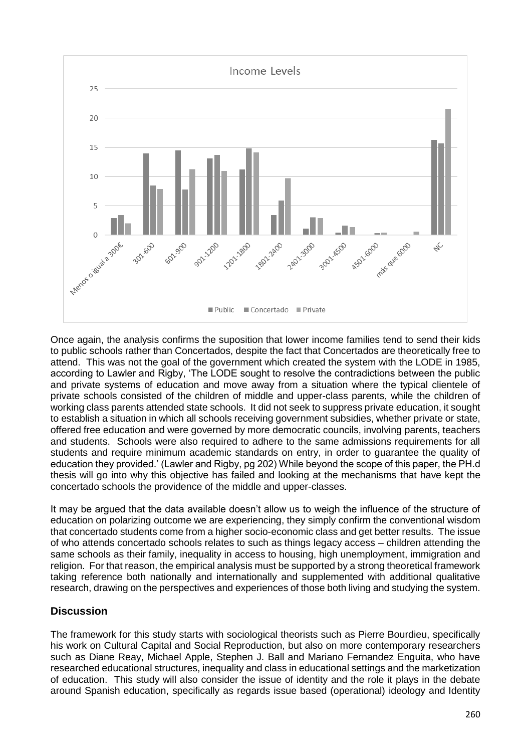Income Levels

25

20

15

10

5

0

Menos o igual a 300€
301-600
601-900
901-1200
1201-1800
1801-2400
2401-3000
3001-4500
4501-6000
más que 6000
NC

■ Public ■ Concertado ■ Private

Once again, the analysis confirms the suposition that lower income families tend to send their kids to public schools rather than Concertados, despite the fact that Concertados are theoretically free to attend. This was not the goal of the government which created the system with the LODE in 1985, according to Lawler and Rigby, 'The LODE sought to resolve the contradictions between the public and private systems of education and move away from a situation where the typical clientele of private schools consisted of the children of middle and upper-class parents, while the children of working class parents attended state schools. It did not seek to suppress private education, it sought to establish a situation in which all schools receiving government subsidies, whether private or state, offered free education and were governed by more democratic councils, involving parents, teachers and students. Schools were also required to adhere to the same admissions requirements for all students and require minimum academic standards on entry, in order to guarantee the quality of education they provided.' (Lawler and Rigby, pg 202) While beyond the scope of this paper, the PH.d thesis will go into why this objective has failed and looking at the mechanisms that have kept the concertado schools the providence of the middle and upper-classes.

It may be argued that the data available doesn't allow us to weigh the influence of the structure of education on polarizing outcome we are experiencing, they simply confirm the conventional wisdom that concertado students come from a higher socio-economic class and get better results. The issue of who attends concertado schools relates to such as things legacy access – children attending the same schools as their family, inequality in access to housing, high unemployment, immigration and religion. For that reason, the empirical analysis must be supported by a strong theoretical framework taking reference both nationally and internationally and supplemented with additional qualitative research, drawing on the perspectives and experiences of those both living and studying the system.

## Discussion

The framework for this study starts with sociological theorists such as Pierre Bourdieu, specifically his work on Cultural Capital and Social Reproduction, but also on more contemporary researchers such as Diane Reay, Michael Apple, Stephen J. Ball and Mariano Fernandez Enguita, who have researched educational structures, inequality and class in educational settings and the marketization of education. This study will also consider the issue of identity and the role it plays in the debate around Spanish education, specifically as regards issue based (operational) ideology and Identity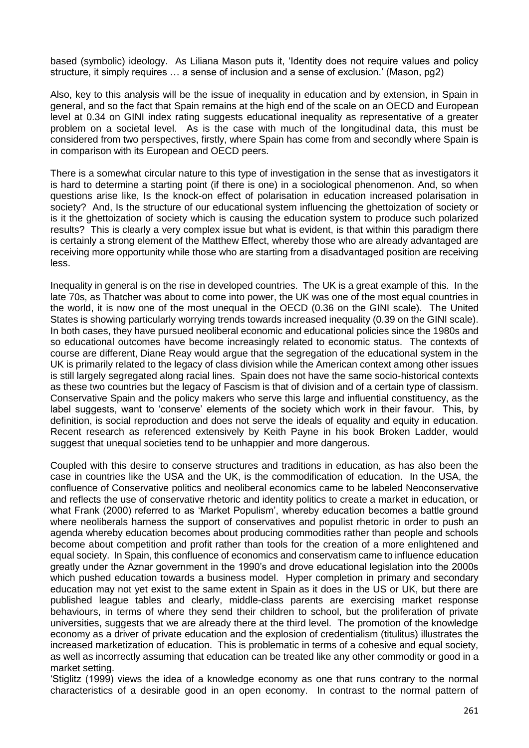based (symbolic) ideology. As Liliana Mason puts it, 'Identity does not require values and policy structure, it simply requires … a sense of inclusion and a sense of exclusion.' (Mason, pg2)

Also, key to this analysis will be the issue of inequality in education and by extension, in Spain in general, and so the fact that Spain remains at the high end of the scale on an OECD and European level at 0.34 on GINI index rating suggests educational inequality as representative of a greater problem on a societal level. As is the case with much of the longitudinal data, this must be considered from two perspectives, firstly, where Spain has come from and secondly where Spain is in comparison with its European and OECD peers.

There is a somewhat circular nature to this type of investigation in the sense that as investigators it is hard to determine a starting point (if there is one) in a sociological phenomenon. And, so when questions arise like, Is the knock-on effect of polarisation in education increased polarisation in society? And, Is the structure of our educational system influencing the ghettoization of society or is it the ghettoization of society which is causing the education system to produce such polarized results? This is clearly a very complex issue but what is evident, is that within this paradigm there is certainly a strong element of the Matthew Effect, whereby those who are already advantaged are receiving more opportunity while those who are starting from a disadvantaged position are receiving less.

Inequality in general is on the rise in developed countries. The UK is a great example of this. In the late 70s, as Thatcher was about to come into power, the UK was one of the most equal countries in the world, it is now one of the most unequal in the OECD (0.36 on the GINI scale). The United States is showing particularly worrying trends towards increased inequality (0.39 on the GINI scale). In both cases, they have pursued neoliberal economic and educational policies since the 1980s and so educational outcomes have become increasingly related to economic status. The contexts of course are different, Diane Reay would argue that the segregation of the educational system in the UK is primarily related to the legacy of class division while the American context among other issues is still largely segregated along racial lines. Spain does not have the same socio-historical contexts as these two countries but the legacy of Fascism is that of division and of a certain type of classism. Conservative Spain and the policy makers who serve this large and influential constituency, as the label suggests, want to 'conserve' elements of the society which work in their favour. This, by definition, is social reproduction and does not serve the ideals of equality and equity in education. Recent research as referenced extensively by Keith Payne in his book Broken Ladder, would suggest that unequal societies tend to be unhappier and more dangerous.

Coupled with this desire to conserve structures and traditions in education, as has also been the case in countries like the USA and the UK, is the commodification of education. In the USA, the confluence of Conservative politics and neoliberal economics came to be labeled Neoconservative and reflects the use of conservative rhetoric and identity politics to create a market in education, or what Frank (2000) referred to as 'Market Populism', whereby education becomes a battle ground where neoliberals harness the support of conservatives and populist rhetoric in order to push an agenda whereby education becomes about producing commodities rather than people and schools become about competition and profit rather than tools for the creation of a more enlightened and equal society. In Spain, this confluence of economics and conservatism came to influence education greatly under the Aznar government in the 1990's and drove educational legislation into the 2000s which pushed education towards a business model. Hyper completion in primary and secondary education may not yet exist to the same extent in Spain as it does in the US or UK, but there are published league tables and clearly, middle-class parents are exercising market response behaviours, in terms of where they send their children to school, but the proliferation of private universities, suggests that we are already there at the third level. The promotion of the knowledge economy as a driver of private education and the explosion of credentialism (titulitus) illustrates the increased marketization of education. This is problematic in terms of a cohesive and equal society, as well as incorrectly assuming that education can be treated like any other commodity or good in a market setting.

'Stiglitz (1999) views the idea of a knowledge economy as one that runs contrary to the normal characteristics of a desirable good in an open economy. In contrast to the normal pattern of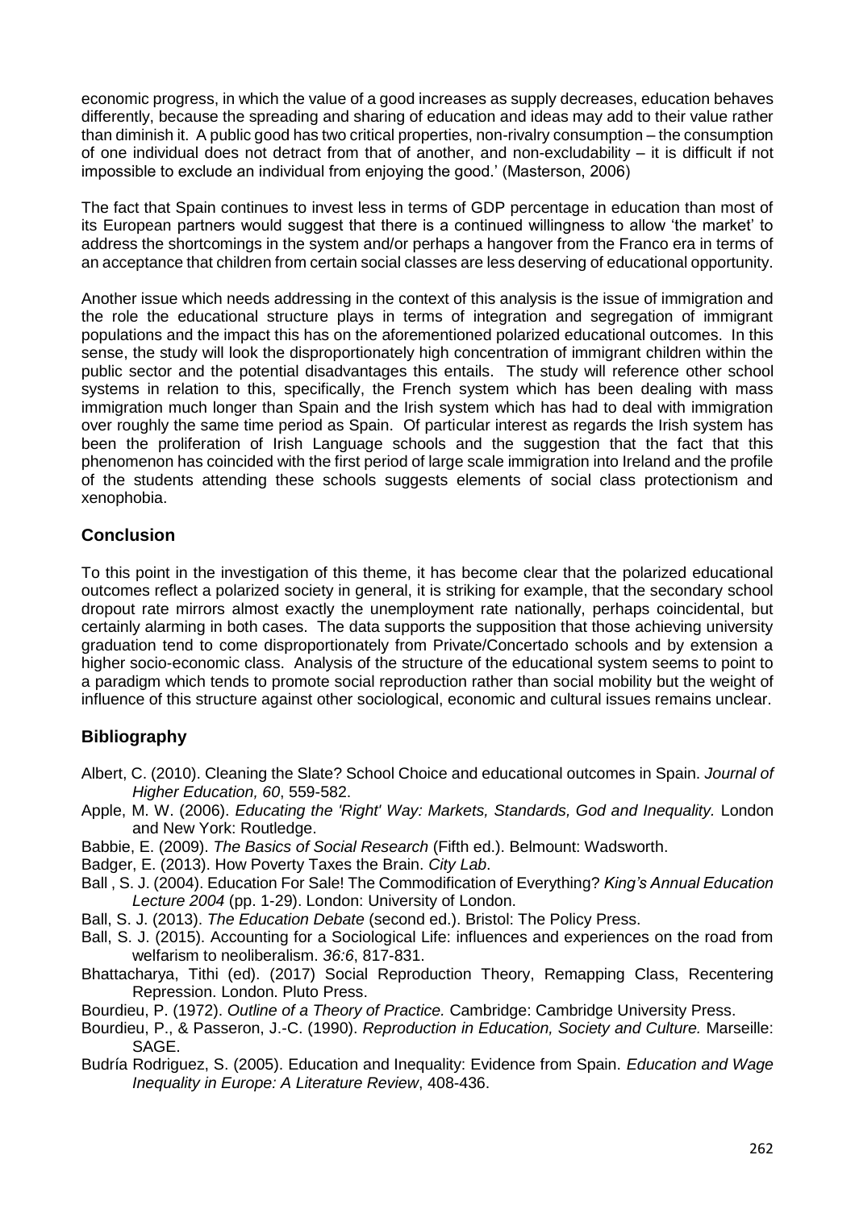economic progress, in which the value of a good increases as supply decreases, education behaves differently, because the spreading and sharing of education and ideas may add to their value rather than diminish it. A public good has two critical properties, non-rivalry consumption – the consumption of one individual does not detract from that of another, and non-excludability – it is difficult if not impossible to exclude an individual from enjoying the good.' (Masterson, 2006)

The fact that Spain continues to invest less in terms of GDP percentage in education than most of its European partners would suggest that there is a continued willingness to allow 'the market' to address the shortcomings in the system and/or perhaps a hangover from the Franco era in terms of an acceptance that children from certain social classes are less deserving of educational opportunity.

Another issue which needs addressing in the context of this analysis is the issue of immigration and the role the educational structure plays in terms of integration and segregation of immigrant populations and the impact this has on the aforementioned polarized educational outcomes. In this sense, the study will look the disproportionately high concentration of immigrant children within the public sector and the potential disadvantages this entails. The study will reference other school systems in relation to this, specifically, the French system which has been dealing with mass immigration much longer than Spain and the Irish system which has had to deal with immigration over roughly the same time period as Spain. Of particular interest as regards the Irish system has been the proliferation of Irish Language schools and the suggestion that the fact that this phenomenon has coincided with the first period of large scale immigration into Ireland and the profile of the students attending these schools suggests elements of social class protectionism and xenophobia.

## Conclusion

To this point in the investigation of this theme, it has become clear that the polarized educational outcomes reflect a polarized society in general, it is striking for example, that the secondary school dropout rate mirrors almost exactly the unemployment rate nationally, perhaps coincidental, but certainly alarming in both cases. The data supports the supposition that those achieving university graduation tend to come disproportionately from Private/Concertado schools and by extension a higher socio-economic class. Analysis of the structure of the educational system seems to point to a paradigm which tends to promote social reproduction rather than social mobility but the weight of influence of this structure against other sociological, economic and cultural issues remains unclear.

## Bibliography

Albert, C. (2010). Cleaning the Slate? School Choice and educational outcomes in Spain. *Journal of Higher Education, 60*, 559-582.

Apple, M. W. (2006). *Educating the 'Right' Way: Markets, Standards, God and Inequality.* London and New York: Routledge.

Babbie, E. (2009). *The Basics of Social Research* (Fifth ed.). Belmount: Wadsworth.

Badger, E. (2013). How Poverty Taxes the Brain. *City Lab*.

Ball , S. J. (2004). Education For Sale! The Commodification of Everything? *King's Annual Education Lecture 2004* (pp. 1-29). London: University of London.

Ball, S. J. (2013). *The Education Debate* (second ed.). Bristol: The Policy Press.

Ball, S. J. (2015). Accounting for a Sociological Life: influences and experiences on the road from welfarism to neoliberalism. *36:6*, 817-831.

Bhattacharya, Tithi (ed). (2017) Social Reproduction Theory, Remapping Class, Recentering Repression. London. Pluto Press.

Bourdieu, P. (1972). *Outline of a Theory of Practice.* Cambridge: Cambridge University Press.

Bourdieu, P., & Passeron, J.-C. (1990). *Reproduction in Education, Society and Culture.* Marseille: SAGE.

Budría Rodriguez, S. (2005). Education and Inequality: Evidence from Spain. *Education and Wage Inequality in Europe: A Literature Review*, 408-436.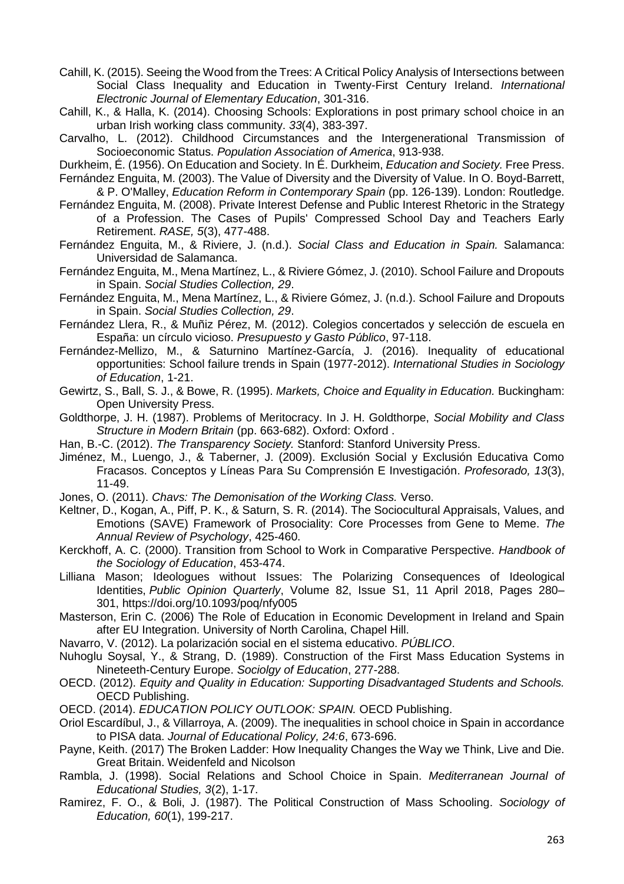Cahill, K. (2015). Seeing the Wood from the Trees: A Critical Policy Analysis of Intersections between Social Class Inequality and Education in Twenty-First Century Ireland. *International Electronic Journal of Elementary Education*, 301-316.

Cahill, K., & Halla, K. (2014). Choosing Schools: Explorations in post primary school choice in an urban Irish working class community. *33*(4), 383-397.

Carvalho, L. (2012). Childhood Circumstances and the Intergenerational Transmission of Socioeconomic Status. *Population Association of America*, 913-938.

Durkheim, É. (1956). On Education and Society. In É. Durkheim, *Education and Society.* Free Press.

Fernández Enguita, M. (2003). The Value of Diversity and the Diversity of Value. In O. Boyd-Barrett, & P. O'Malley, *Education Reform in Contemporary Spain* (pp. 126-139). London: Routledge.

Fernández Enguita, M. (2008). Private Interest Defense and Public Interest Rhetoric in the Strategy of a Profession. The Cases of Pupils' Compressed School Day and Teachers Early Retirement. *RASE, 5*(3), 477-488.

Fernández Enguita, M., & Riviere, J. (n.d.). *Social Class and Education in Spain.* Salamanca: Universidad de Salamanca.

Fernández Enguita, M., Mena Martínez, L., & Riviere Gómez, J. (2010). School Failure and Dropouts in Spain. *Social Studies Collection, 29*.

Fernández Enguita, M., Mena Martínez, L., & Riviere Gómez, J. (n.d.). School Failure and Dropouts in Spain. *Social Studies Collection, 29*.

Fernández Llera, R., & Muñiz Pérez, M. (2012). Colegios concertados y selección de escuela en España: un círculo vicioso. *Presupuesto y Gasto Público*, 97-118.

Fernández-Mellizo, M., & Saturnino Martínez-García, J. (2016). Inequality of educational opportunities: School failure trends in Spain (1977-2012). *International Studies in Sociology of Education*, 1-21.

Gewirtz, S., Ball, S. J., & Bowe, R. (1995). *Markets, Choice and Equality in Education.* Buckingham: Open University Press.

Goldthorpe, J. H. (1987). Problems of Meritocracy. In J. H. Goldthorpe, *Social Mobility and Class Structure in Modern Britain* (pp. 663-682). Oxford: Oxford .

Han, B.-C. (2012). *The Transparency Society.* Stanford: Stanford University Press.

Jiménez, M., Luengo, J., & Taberner, J. (2009). Exclusión Social y Exclusión Educativa Como Fracasos. Conceptos y Líneas Para Su Comprensión E Investigación. *Profesorado, 13*(3), 11-49.

Jones, O. (2011). *Chavs: The Demonisation of the Working Class.* Verso.

Keltner, D., Kogan, A., Piff, P. K., & Saturn, S. R. (2014). The Sociocultural Appraisals, Values, and Emotions (SAVE) Framework of Prosociality: Core Processes from Gene to Meme. *The Annual Review of Psychology*, 425-460.

Kerckhoff, A. C. (2000). Transition from School to Work in Comparative Perspective. *Handbook of the Sociology of Education*, 453-474.

Lilliana Mason; Ideologues without Issues: The Polarizing Consequences of Ideological Identities, *Public Opinion Quarterly*, Volume 82, Issue S1, 11 April 2018, Pages 280–301, https://doi.org/10.1093/poq/nfy005

Masterson, Erin C. (2006) The Role of Education in Economic Development in Ireland and Spain after EU Integration. University of North Carolina, Chapel Hill.

Navarro, V. (2012). La polarización social en el sistema educativo. *PÚBLICO*.

Nuhoglu Soysal, Y., & Strang, D. (1989). Construction of the First Mass Education Systems in Nineteeth-Century Europe. *Sociolgy of Education*, 277-288.

OECD. (2012). *Equity and Quality in Education: Supporting Disadvantaged Students and Schools.* OECD Publishing.

OECD. (2014). *EDUCATION POLICY OUTLOOK: SPAIN.* OECD Publishing.

Oriol Escardíbul, J., & Villarroya, A. (2009). The inequalities in school choice in Spain in accordance to PISA data. *Journal of Educational Policy, 24:6*, 673-696.

Payne, Keith. (2017) The Broken Ladder: How Inequality Changes the Way we Think, Live and Die. Great Britain. Weidenfeld and Nicolson

Rambla, J. (1998). Social Relations and School Choice in Spain. *Mediterranean Journal of Educational Studies, 3*(2), 1-17.

Ramirez, F. O., & Boli, J. (1987). The Political Construction of Mass Schooling. *Sociology of Education, 60*(1), 199-217.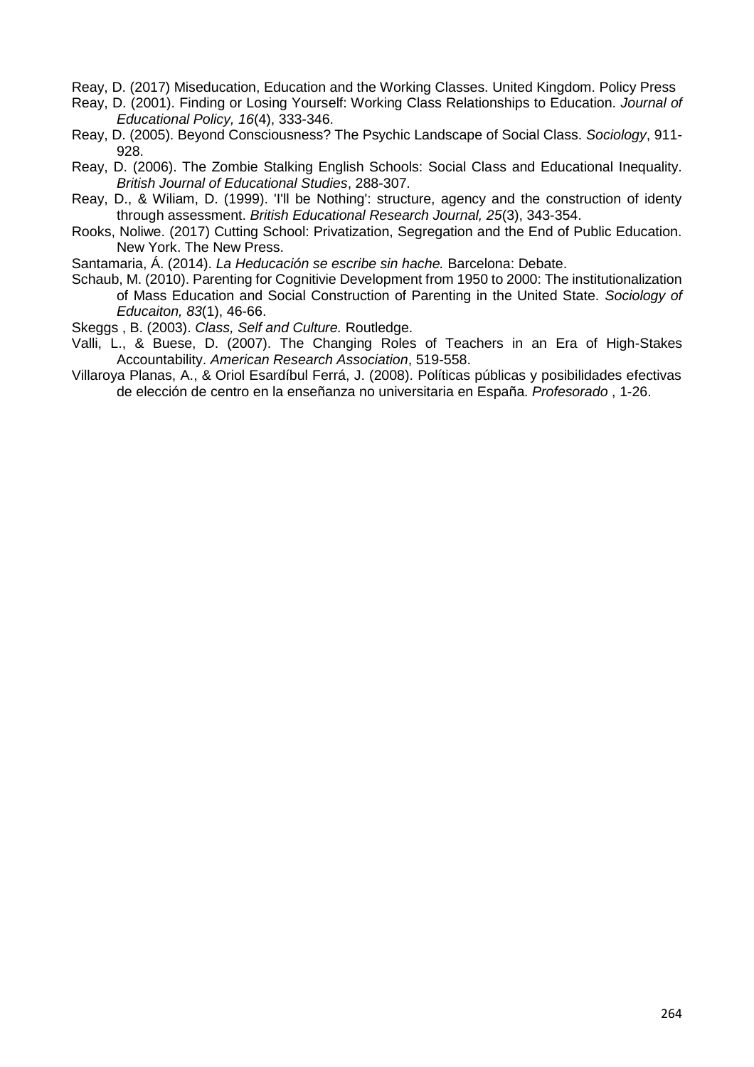Reay, D. (2017) Miseducation, Education and the Working Classes. United Kingdom. Policy Press

Reay, D. (2001). Finding or Losing Yourself: Working Class Relationships to Education. *Journal of Educational Policy, 16*(4), 333-346.

Reay, D. (2005). Beyond Consciousness? The Psychic Landscape of Social Class. *Sociology*, 911-928.

Reay, D. (2006). The Zombie Stalking English Schools: Social Class and Educational Inequality. *British Journal of Educational Studies*, 288-307.

Reay, D., & Wiliam, D. (1999). 'I'll be Nothing': structure, agency and the construction of identy through assessment. *British Educational Research Journal, 25*(3), 343-354.

Rooks, Noliwe. (2017) Cutting School: Privatization, Segregation and the End of Public Education. New York. The New Press.

Santamaria, Á. (2014). *La Heducación se escribe sin hache.* Barcelona: Debate.

Schaub, M. (2010). Parenting for Cognitivie Development from 1950 to 2000: The institutionalization of Mass Education and Social Construction of Parenting in the United State. *Sociology of Educaiton, 83*(1), 46-66.

Skeggs , B. (2003). *Class, Self and Culture.* Routledge.

Valli, L., & Buese, D. (2007). The Changing Roles of Teachers in an Era of High-Stakes Accountability. *American Research Association*, 519-558.

Villaroya Planas, A., & Oriol Esardíbul Ferrá, J. (2008). Políticas públicas y posibilidades efectivas de elección de centro en la enseñanza no universitaria en España. *Profesorado* , 1-26.